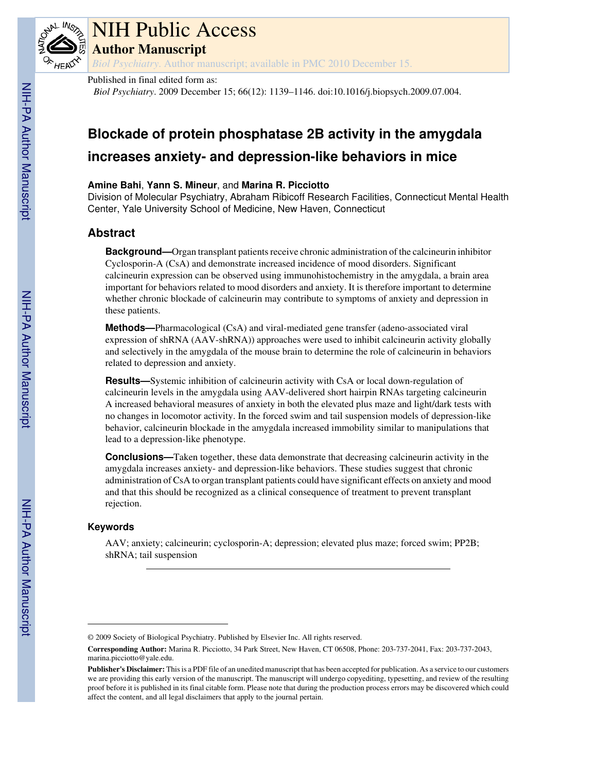Published in final edited form as:

*Biol Psychiatry*. 2009 December 15; 66(12): 1139–1146. doi:10.1016/j.biopsych.2009.07.004.

# Blockade of protein phosphatase 2B activity in the amygdala increases anxiety- and depression-like behaviors in mice

**Amine Bahi**, **Yann S. Mineur**, and **Marina R. Picciotto**

Division of Molecular Psychiatry, Abraham Ribicoff Research Facilities, Connecticut Mental Health Center, Yale University School of Medicine, New Haven, Connecticut

## Abstract

**Background—**Organ transplant patients receive chronic administration of the calcineurin inhibitor Cyclosporin-A (CsA) and demonstrate increased incidence of mood disorders. Significant calcineurin expression can be observed using immunohistochemistry in the amygdala, a brain area important for behaviors related to mood disorders and anxiety. It is therefore important to determine whether chronic blockade of calcineurin may contribute to symptoms of anxiety and depression in these patients.

**Methods—**Pharmacological (CsA) and viral-mediated gene transfer (adeno-associated viral expression of shRNA (AAV-shRNA)) approaches were used to inhibit calcineurin activity globally and selectively in the amygdala of the mouse brain to determine the role of calcineurin in behaviors related to depression and anxiety.

**Results—**Systemic inhibition of calcineurin activity with CsA or local down-regulation of calcineurin levels in the amygdala using AAV-delivered short hairpin RNAs targeting calcineurin A increased behavioral measures of anxiety in both the elevated plus maze and light/dark tests with no changes in locomotor activity. In the forced swim and tail suspension models of depression-like behavior, calcineurin blockade in the amygdala increased immobility similar to manipulations that lead to a depression-like phenotype.

**Conclusions—**Taken together, these data demonstrate that decreasing calcineurin activity in the amygdala increases anxiety- and depression-like behaviors. These studies suggest that chronic administration of CsA to organ transplant patients could have significant effects on anxiety and mood and that this should be recognized as a clinical consequence of treatment to prevent transplant rejection.

### Keywords

AAV; anxiety; calcineurin; cyclosporin-A; depression; elevated plus maze; forced swim; PP2B; shRNA; tail suspension

---

© 2009 Society of Biological Psychiatry. Published by Elsevier Inc. All rights reserved.

**Corresponding Author:** Marina R. Picciotto, 34 Park Street, New Haven, CT 06508, Phone: 203-737-2041, Fax: 203-737-2043, marina.picciotto@yale.edu.

**Publisher's Disclaimer:** This is a PDF file of an unedited manuscript that has been accepted for publication. As a service to our customers we are providing this early version of the manuscript. The manuscript will undergo copyediting, typesetting, and review of the resulting proof before it is published in its final citable form. Please note that during the production process errors may be discovered which could affect the content, and all legal disclaimers that apply to the journal pertain.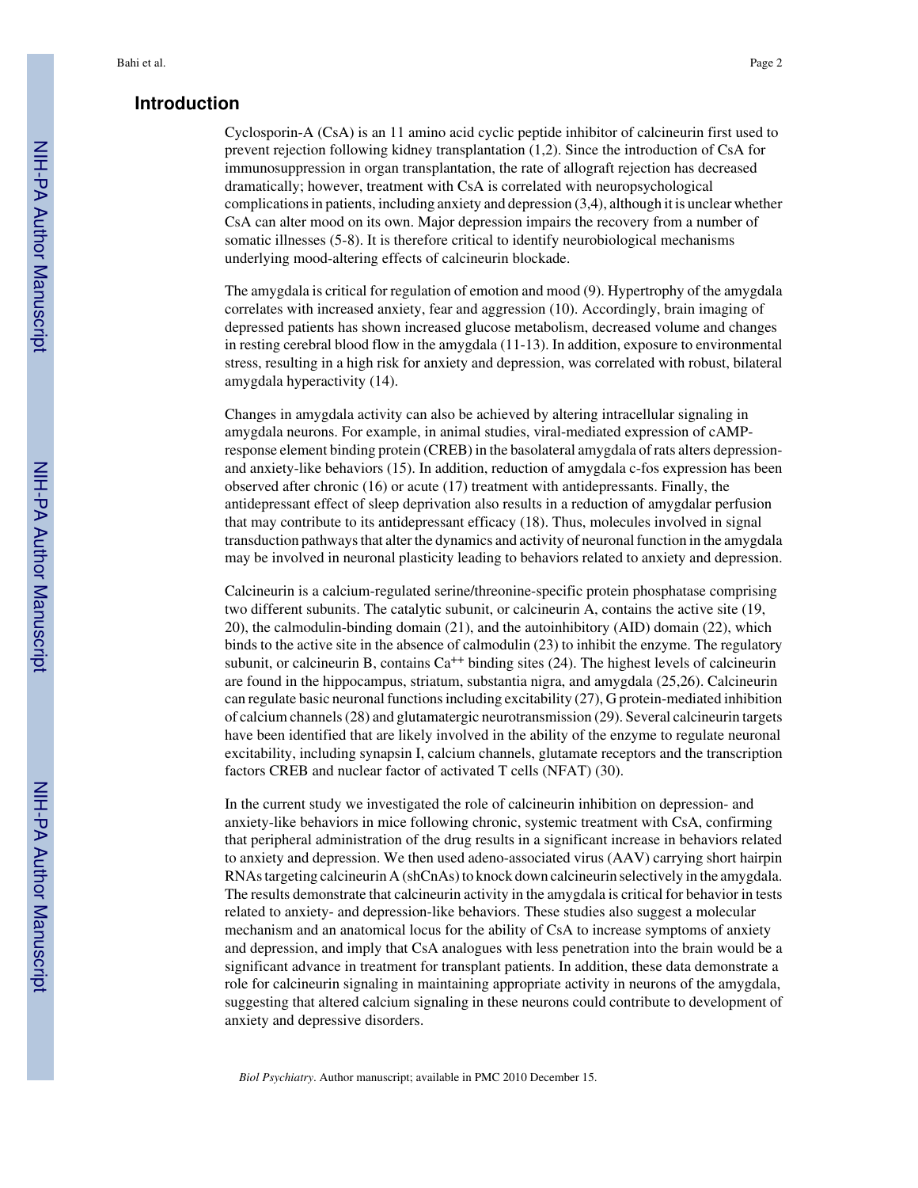## Introduction

Cyclosporin-A (CsA) is an 11 amino acid cyclic peptide inhibitor of calcineurin first used to prevent rejection following kidney transplantation (1,2). Since the introduction of CsA for immunosuppression in organ transplantation, the rate of allograft rejection has decreased dramatically; however, treatment with CsA is correlated with neuropsychological complications in patients, including anxiety and depression (3,4), although it is unclear whether CsA can alter mood on its own. Major depression impairs the recovery from a number of somatic illnesses (5-8). It is therefore critical to identify neurobiological mechanisms underlying mood-altering effects of calcineurin blockade.

The amygdala is critical for regulation of emotion and mood (9). Hypertrophy of the amygdala correlates with increased anxiety, fear and aggression (10). Accordingly, brain imaging of depressed patients has shown increased glucose metabolism, decreased volume and changes in resting cerebral blood flow in the amygdala (11-13). In addition, exposure to environmental stress, resulting in a high risk for anxiety and depression, was correlated with robust, bilateral amygdala hyperactivity (14).

Changes in amygdala activity can also be achieved by altering intracellular signaling in amygdala neurons. For example, in animal studies, viral-mediated expression of cAMP-response element binding protein (CREB) in the basolateral amygdala of rats alters depression- and anxiety-like behaviors (15). In addition, reduction of amygdala c-fos expression has been observed after chronic (16) or acute (17) treatment with antidepressants. Finally, the antidepressant effect of sleep deprivation also results in a reduction of amygdalar perfusion that may contribute to its antidepressant efficacy (18). Thus, molecules involved in signal transduction pathways that alter the dynamics and activity of neuronal function in the amygdala may be involved in neuronal plasticity leading to behaviors related to anxiety and depression.

Calcineurin is a calcium-regulated serine/threonine-specific protein phosphatase comprising two different subunits. The catalytic subunit, or calcineurin A, contains the active site (19, 20), the calmodulin-binding domain (21), and the autoinhibitory (AID) domain (22), which binds to the active site in the absence of calmodulin (23) to inhibit the enzyme. The regulatory subunit, or calcineurin B, contains $Ca^{++}$ binding sites (24). The highest levels of calcineurin are found in the hippocampus, striatum, substantia nigra, and amygdala (25,26). Calcineurin can regulate basic neuronal functions including excitability (27), G protein-mediated inhibition of calcium channels (28) and glutamatergic neurotransmission (29). Several calcineurin targets have been identified that are likely involved in the ability of the enzyme to regulate neuronal excitability, including synapsin I, calcium channels, glutamate receptors and the transcription factors CREB and nuclear factor of activated T cells (NFAT) (30).

In the current study we investigated the role of calcineurin inhibition on depression- and anxiety-like behaviors in mice following chronic, systemic treatment with CsA, confirming that peripheral administration of the drug results in a significant increase in behaviors related to anxiety and depression. We then used adeno-associated virus (AAV) carrying short hairpin RNAs targeting calcineurin A (shCnAs) to knock down calcineurin selectively in the amygdala. The results demonstrate that calcineurin activity in the amygdala is critical for behavior in tests related to anxiety- and depression-like behaviors. These studies also suggest a molecular mechanism and an anatomical locus for the ability of CsA to increase symptoms of anxiety and depression, and imply that CsA analogues with less penetration into the brain would be a significant advance in treatment for transplant patients. In addition, these data demonstrate a role for calcineurin signaling in maintaining appropriate activity in neurons of the amygdala, suggesting that altered calcium signaling in these neurons could contribute to development of anxiety and depressive disorders.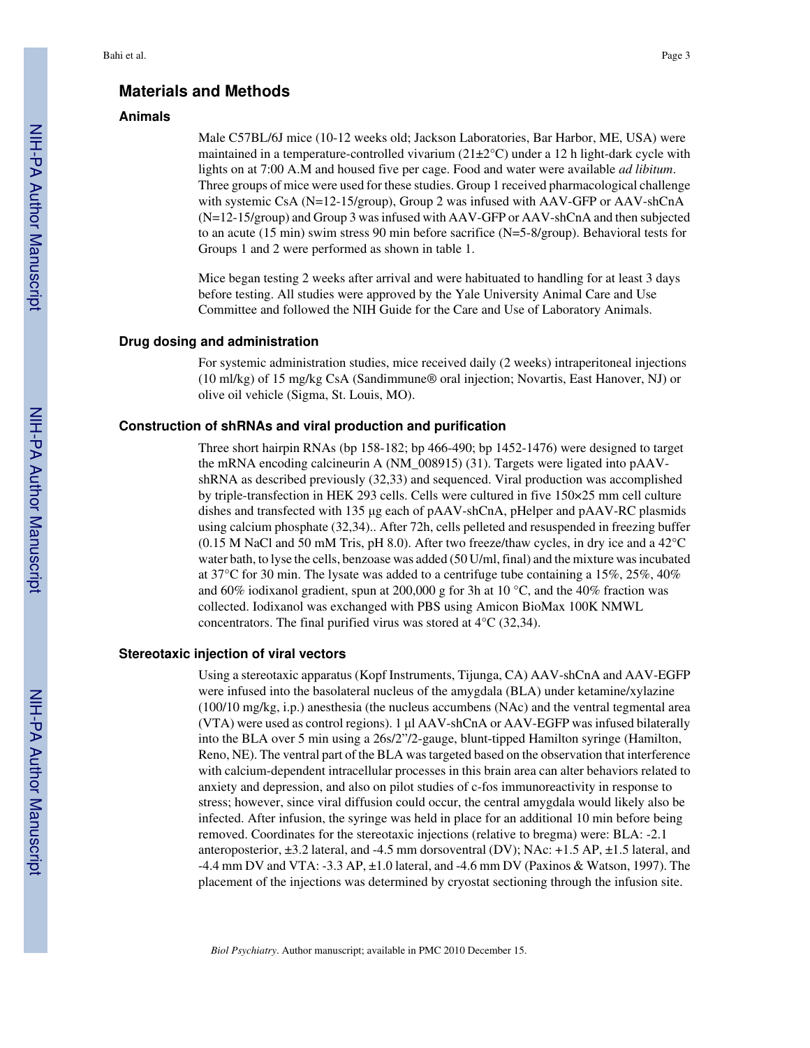## Materials and Methods

### Animals

Male C57BL/6J mice (10-12 weeks old; Jackson Laboratories, Bar Harbor, ME, USA) were maintained in a temperature-controlled vivarium (21±2°C) under a 12 h light-dark cycle with lights on at 7:00 A.M and housed five per cage. Food and water were available *ad libitum*. Three groups of mice were used for these studies. Group 1 received pharmacological challenge with systemic CsA (N=12-15/group), Group 2 was infused with AAV-GFP or AAV-shCnA (N=12-15/group) and Group 3 was infused with AAV-GFP or AAV-shCnA and then subjected to an acute (15 min) swim stress 90 min before sacrifice (N=5-8/group). Behavioral tests for Groups 1 and 2 were performed as shown in table 1.

Mice began testing 2 weeks after arrival and were habituated to handling for at least 3 days before testing. All studies were approved by the Yale University Animal Care and Use Committee and followed the NIH Guide for the Care and Use of Laboratory Animals.

### Drug dosing and administration

For systemic administration studies, mice received daily (2 weeks) intraperitoneal injections (10 ml/kg) of 15 mg/kg CsA (Sandimmune® oral injection; Novartis, East Hanover, NJ) or olive oil vehicle (Sigma, St. Louis, MO).

### Construction of shRNAs and viral production and purification

Three short hairpin RNAs (bp 158-182; bp 466-490; bp 1452-1476) were designed to target the mRNA encoding calcineurin A (NM_008915) (31). Targets were ligated into pAAV-shRNA as described previously (32,33) and sequenced. Viral production was accomplished by triple-transfection in HEK 293 cells. Cells were cultured in five 150×25 mm cell culture dishes and transfected with 135 μg each of pAAV-shCnA, pHelper and pAAV-RC plasmids using calcium phosphate (32,34).. After 72h, cells pelleted and resuspended in freezing buffer (0.15 M NaCl and 50 mM Tris, pH 8.0). After two freeze/thaw cycles, in dry ice and a 42°C water bath, to lyse the cells, benzoase was added (50 U/ml, final) and the mixture was incubated at 37°C for 30 min. The lysate was added to a centrifuge tube containing a 15%, 25%, 40% and 60% iodixanol gradient, spun at 200,000 g for 3h at 10 °C, and the 40% fraction was collected. Iodixanol was exchanged with PBS using Amicon BioMax 100K NMWL concentrators. The final purified virus was stored at 4°C (32,34).

### Stereotaxic injection of viral vectors

Using a stereotaxic apparatus (Kopf Instruments, Tijunga, CA) AAV-shCnA and AAV-EGFP were infused into the basolateral nucleus of the amygdala (BLA) under ketamine/xylazine (100/10 mg/kg, i.p.) anesthesia (the nucleus accumbens (NAc) and the ventral tegmental area (VTA) were used as control regions). 1 μl AAV-shCnA or AAV-EGFP was infused bilaterally into the BLA over 5 min using a 26s/2"/2-gauge, blunt-tipped Hamilton syringe (Hamilton, Reno, NE). The ventral part of the BLA was targeted based on the observation that interference with calcium-dependent intracellular processes in this brain area can alter behaviors related to anxiety and depression, and also on pilot studies of c-fos immunoreactivity in response to stress; however, since viral diffusion could occur, the central amygdala would likely also be infected. After infusion, the syringe was held in place for an additional 10 min before being removed. Coordinates for the stereotaxic injections (relative to bregma) were: BLA: -2.1 anteroposterior, ±3.2 lateral, and -4.5 mm dorsoventral (DV); NAc: +1.5 AP, ±1.5 lateral, and -4.4 mm DV and VTA: -3.3 AP, ±1.0 lateral, and -4.6 mm DV (Paxinos & Watson, 1997). The placement of the injections was determined by cryostat sectioning through the infusion site.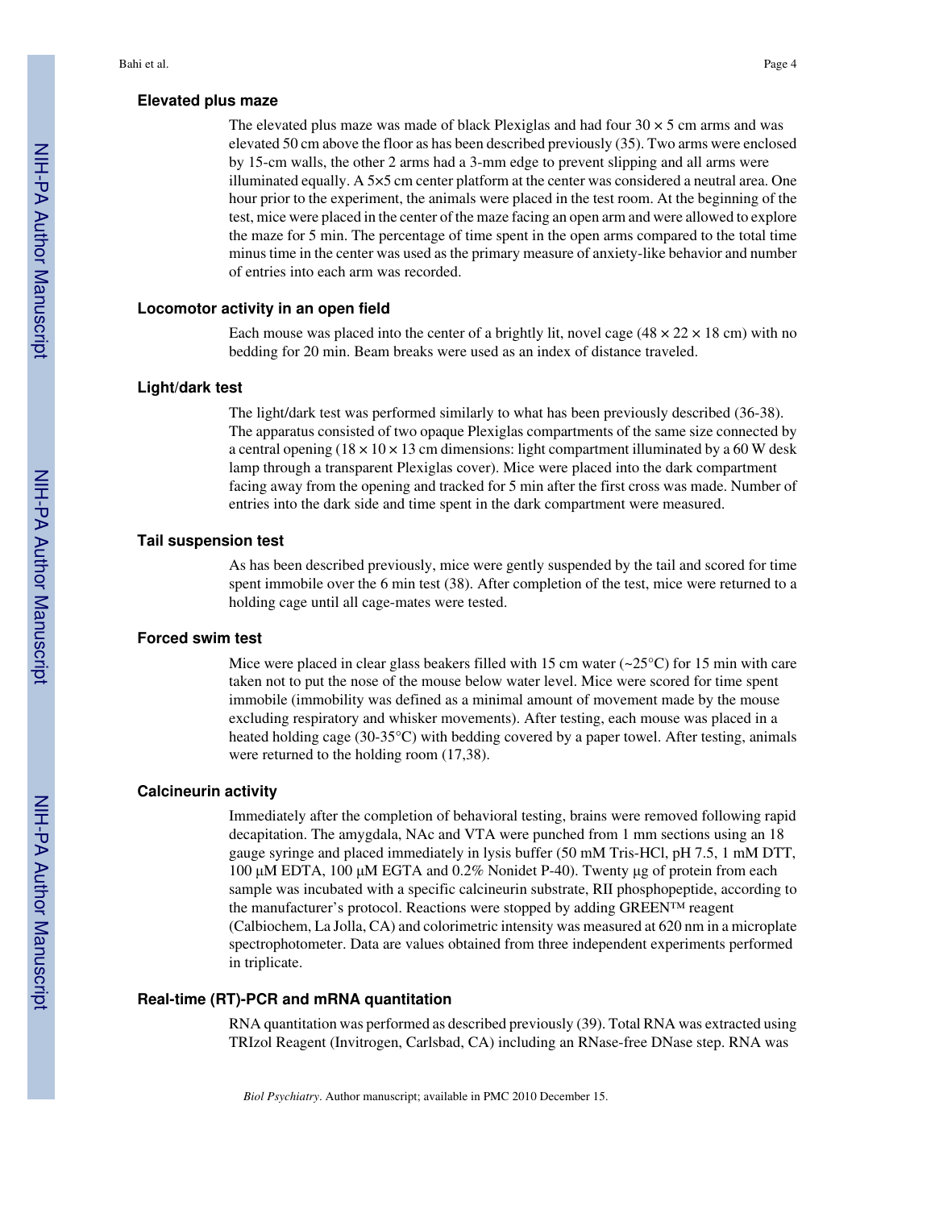### Elevated plus maze

The elevated plus maze was made of black Plexiglas and had four 30 × 5 cm arms and was elevated 50 cm above the floor as has been described previously (35). Two arms were enclosed by 15-cm walls, the other 2 arms had a 3-mm edge to prevent slipping and all arms were illuminated equally. A 5×5 cm center platform at the center was considered a neutral area. One hour prior to the experiment, the animals were placed in the test room. At the beginning of the test, mice were placed in the center of the maze facing an open arm and were allowed to explore the maze for 5 min. The percentage of time spent in the open arms compared to the total time minus time in the center was used as the primary measure of anxiety-like behavior and number of entries into each arm was recorded.

### Locomotor activity in an open field

Each mouse was placed into the center of a brightly lit, novel cage (48 × 22 × 18 cm) with no bedding for 20 min. Beam breaks were used as an index of distance traveled.

### Light/dark test

The light/dark test was performed similarly to what has been previously described (36-38). The apparatus consisted of two opaque Plexiglas compartments of the same size connected by a central opening (18 × 10 × 13 cm dimensions: light compartment illuminated by a 60 W desk lamp through a transparent Plexiglas cover). Mice were placed into the dark compartment facing away from the opening and tracked for 5 min after the first cross was made. Number of entries into the dark side and time spent in the dark compartment were measured.

### Tail suspension test

As has been described previously, mice were gently suspended by the tail and scored for time spent immobile over the 6 min test (38). After completion of the test, mice were returned to a holding cage until all cage-mates were tested.

### Forced swim test

Mice were placed in clear glass beakers filled with 15 cm water (~25°C) for 15 min with care taken not to put the nose of the mouse below water level. Mice were scored for time spent immobile (immobility was defined as a minimal amount of movement made by the mouse excluding respiratory and whisker movements). After testing, each mouse was placed in a heated holding cage (30-35°C) with bedding covered by a paper towel. After testing, animals were returned to the holding room (17,38).

### Calcineurin activity

Immediately after the completion of behavioral testing, brains were removed following rapid decapitation. The amygdala, NAc and VTA were punched from 1 mm sections using an 18 gauge syringe and placed immediately in lysis buffer (50 mM Tris-HCl, pH 7.5, 1 mM DTT, 100 μM EDTA, 100 μM EGTA and 0.2% Nonidet P-40). Twenty μg of protein from each sample was incubated with a specific calcineurin substrate, RII phosphopeptide, according to the manufacturer's protocol. Reactions were stopped by adding GREEN™ reagent (Calbiochem, La Jolla, CA) and colorimetric intensity was measured at 620 nm in a microplate spectrophotometer. Data are values obtained from three independent experiments performed in triplicate.

### Real-time (RT)-PCR and mRNA quantitation

RNA quantitation was performed as described previously (39). Total RNA was extracted using TRIzol Reagent (Invitrogen, Carlsbad, CA) including an RNase-free DNase step. RNA was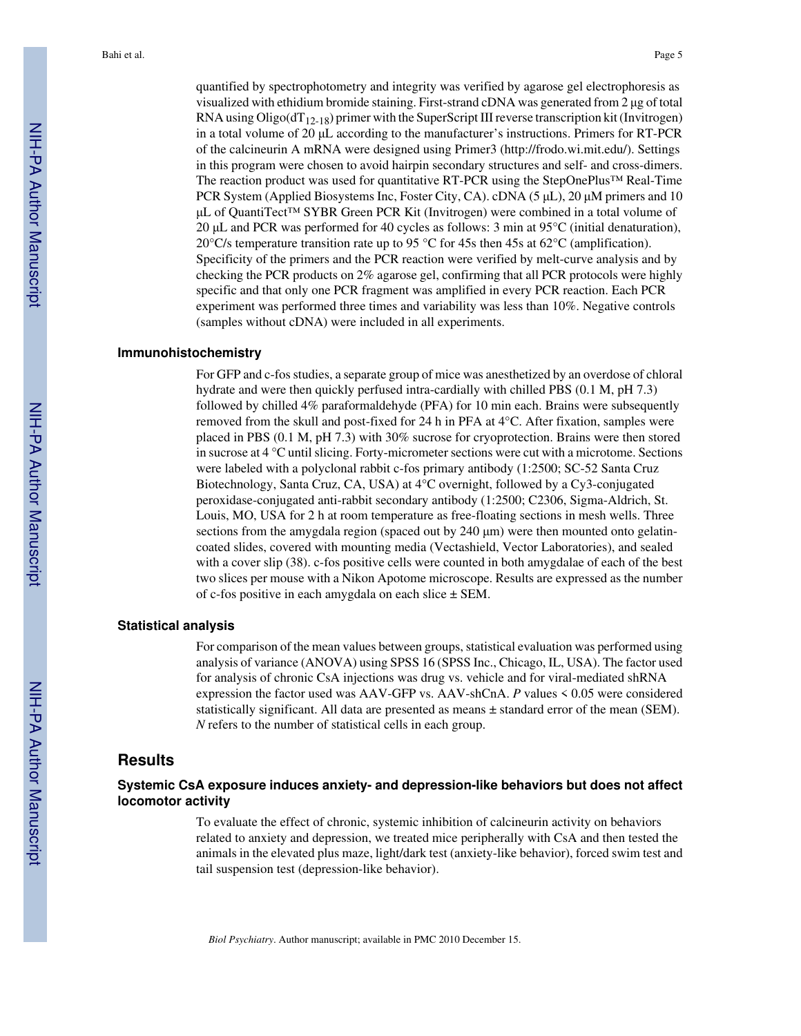quantified by spectrophotometry and integrity was verified by agarose gel electrophoresis as visualized with ethidium bromide staining. First-strand cDNA was generated from 2 μg of total RNA using Oligo($dT_{12\text{-}18}$) primer with the SuperScript III reverse transcription kit (Invitrogen) in a total volume of 20 μL according to the manufacturer's instructions. Primers for RT-PCR of the calcineurin A mRNA were designed using Primer3 (http://frodo.wi.mit.edu/). Settings in this program were chosen to avoid hairpin secondary structures and self- and cross-dimers. The reaction product was used for quantitative RT-PCR using the StepOnePlus™ Real-Time PCR System (Applied Biosystems Inc, Foster City, CA). cDNA (5 μL), 20 μM primers and 10 μL of QuantiTect™ SYBR Green PCR Kit (Invitrogen) were combined in a total volume of 20 μL and PCR was performed for 40 cycles as follows: 3 min at 95°C (initial denaturation), 20°C/s temperature transition rate up to 95 °C for 45s then 45s at 62°C (amplification). Specificity of the primers and the PCR reaction were verified by melt-curve analysis and by checking the PCR products on 2% agarose gel, confirming that all PCR protocols were highly specific and that only one PCR fragment was amplified in every PCR reaction. Each PCR experiment was performed three times and variability was less than 10%. Negative controls (samples without cDNA) were included in all experiments.

### Immunohistochemistry

For GFP and c-fos studies, a separate group of mice was anesthetized by an overdose of chloral hydrate and were then quickly perfused intra-cardially with chilled PBS (0.1 M, pH 7.3) followed by chilled 4% paraformaldehyde (PFA) for 10 min each. Brains were subsequently removed from the skull and post-fixed for 24 h in PFA at 4°C. After fixation, samples were placed in PBS (0.1 M, pH 7.3) with 30% sucrose for cryoprotection. Brains were then stored in sucrose at 4 °C until slicing. Forty-micrometer sections were cut with a microtome. Sections were labeled with a polyclonal rabbit c-fos primary antibody (1:2500; SC-52 Santa Cruz Biotechnology, Santa Cruz, CA, USA) at 4°C overnight, followed by a Cy3-conjugated peroxidase-conjugated anti-rabbit secondary antibody (1:2500; C2306, Sigma-Aldrich, St. Louis, MO, USA for 2 h at room temperature as free-floating sections in mesh wells. Three sections from the amygdala region (spaced out by 240 μm) were then mounted onto gelatin-coated slides, covered with mounting media (Vectashield, Vector Laboratories), and sealed with a cover slip (38). c-fos positive cells were counted in both amygdalae of each of the best two slices per mouse with a Nikon Apotome microscope. Results are expressed as the number of c-fos positive in each amygdala on each slice ± SEM.

### Statistical analysis

For comparison of the mean values between groups, statistical evaluation was performed using analysis of variance (ANOVA) using SPSS 16 (SPSS Inc., Chicago, IL, USA). The factor used for analysis of chronic CsA injections was drug vs. vehicle and for viral-mediated shRNA expression the factor used was AAV-GFP vs. AAV-shCnA. $P$ values < 0.05 were considered statistically significant. All data are presented as means ± standard error of the mean (SEM). $N$ refers to the number of statistical cells in each group.

## Results

### Systemic CsA exposure induces anxiety- and depression-like behaviors but does not affect locomotor activity

To evaluate the effect of chronic, systemic inhibition of calcineurin activity on behaviors related to anxiety and depression, we treated mice peripherally with CsA and then tested the animals in the elevated plus maze, light/dark test (anxiety-like behavior), forced swim test and tail suspension test (depression-like behavior).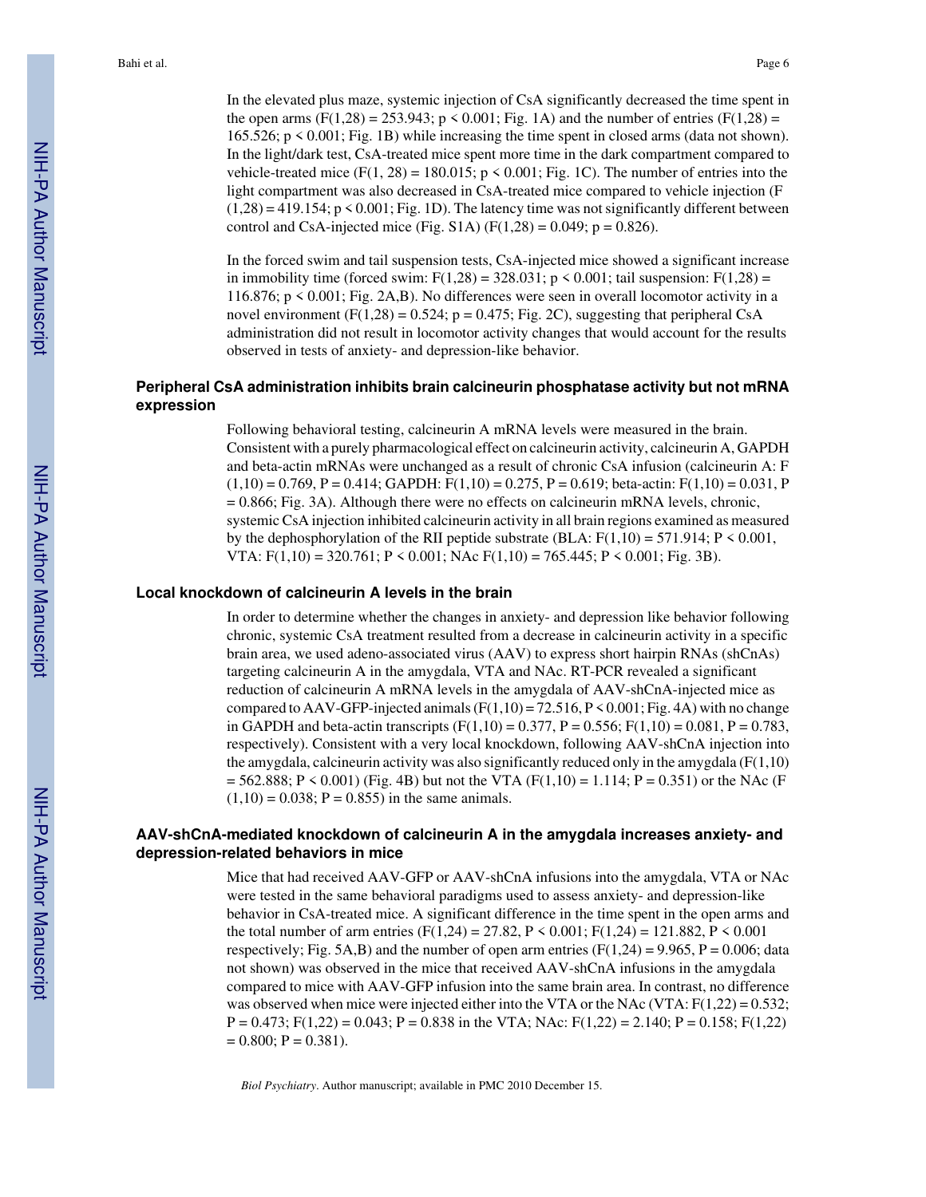In the elevated plus maze, systemic injection of CsA significantly decreased the time spent in the open arms ($F(1,28) = 253.943$; $p < 0.001$; Fig. 1A) and the number of entries ($F(1,28) = 165.526$; $p < 0.001$; Fig. 1B) while increasing the time spent in closed arms (data not shown). In the light/dark test, CsA-treated mice spent more time in the dark compartment compared to vehicle-treated mice ($F(1, 28) = 180.015$; $p < 0.001$; Fig. 1C). The number of entries into the light compartment was also decreased in CsA-treated mice compared to vehicle injection ($F(1,28) = 419.154$; $p < 0.001$; Fig. 1D). The latency time was not significantly different between control and CsA-injected mice (Fig. S1A) ($F(1,28) = 0.049$; $p = 0.826$).

In the forced swim and tail suspension tests, CsA-injected mice showed a significant increase in immobility time (forced swim: $F(1,28) = 328.031$; $p < 0.001$; tail suspension: $F(1,28) = 116.876$; $p < 0.001$; Fig. 2A,B). No differences were seen in overall locomotor activity in a novel environment ($F(1,28) = 0.524$; $p = 0.475$; Fig. 2C), suggesting that peripheral CsA administration did not result in locomotor activity changes that would account for the results observed in tests of anxiety- and depression-like behavior.

### Peripheral CsA administration inhibits brain calcineurin phosphatase activity but not mRNA expression

Following behavioral testing, calcineurin A mRNA levels were measured in the brain. Consistent with a purely pharmacological effect on calcineurin activity, calcineurin A, GAPDH and beta-actin mRNAs were unchanged as a result of chronic CsA infusion (calcineurin A: $F(1,10) = 0.769$, $P = 0.414$; GAPDH: $F(1,10) = 0.275$, $P = 0.619$; beta-actin: $F(1,10) = 0.031$, $P = 0.866$; Fig. 3A). Although there were no effects on calcineurin mRNA levels, chronic, systemic CsA injection inhibited calcineurin activity in all brain regions examined as measured by the dephosphorylation of the RII peptide substrate (BLA: $F(1,10) = 571.914$; $P < 0.001$, VTA: $F(1,10) = 320.761$; $P < 0.001$; NAc $F(1,10) = 765.445$; $P < 0.001$; Fig. 3B).

### Local knockdown of calcineurin A levels in the brain

In order to determine whether the changes in anxiety- and depression like behavior following chronic, systemic CsA treatment resulted from a decrease in calcineurin activity in a specific brain area, we used adeno-associated virus (AAV) to express short hairpin RNAs (shCnAs) targeting calcineurin A in the amygdala, VTA and NAc. RT-PCR revealed a significant reduction of calcineurin A mRNA levels in the amygdala of AAV-shCnA-injected mice as compared to AAV-GFP-injected animals ($F(1,10) = 72.516$, $P < 0.001$; Fig. 4A) with no change in GAPDH and beta-actin transcripts ($F(1,10) = 0.377$, $P = 0.556$; $F(1,10) = 0.081$, $P = 0.783$, respectively). Consistent with a very local knockdown, following AAV-shCnA injection into the amygdala, calcineurin activity was also significantly reduced only in the amygdala ($F(1,10) = 562.888$; $P < 0.001$) (Fig. 4B) but not the VTA ($F(1,10) = 1.114$; $P = 0.351$) or the NAc ($F(1,10) = 0.038$; $P = 0.855$) in the same animals.

### AAV-shCnA-mediated knockdown of calcineurin A in the amygdala increases anxiety- and depression-related behaviors in mice

Mice that had received AAV-GFP or AAV-shCnA infusions into the amygdala, VTA or NAc were tested in the same behavioral paradigms used to assess anxiety- and depression-like behavior in CsA-treated mice. A significant difference in the time spent in the open arms and the total number of arm entries ($F(1,24) = 27.82$, $P < 0.001$; $F(1,24) = 121.882$, $P < 0.001$ respectively; Fig. 5A,B) and the number of open arm entries ($F(1,24) = 9.965$, $P = 0.006$; data not shown) was observed in the mice that received AAV-shCnA infusions in the amygdala compared to mice with AAV-GFP infusion into the same brain area. In contrast, no difference was observed when mice were injected either into the VTA or the NAc (VTA: $F(1,22) = 0.532$; $P = 0.473$; $F(1,22) = 0.043$; $P = 0.838$ in the VTA; NAc: $F(1,22) = 2.140$; $P = 0.158$; $F(1,22) = 0.800$; $P = 0.381$).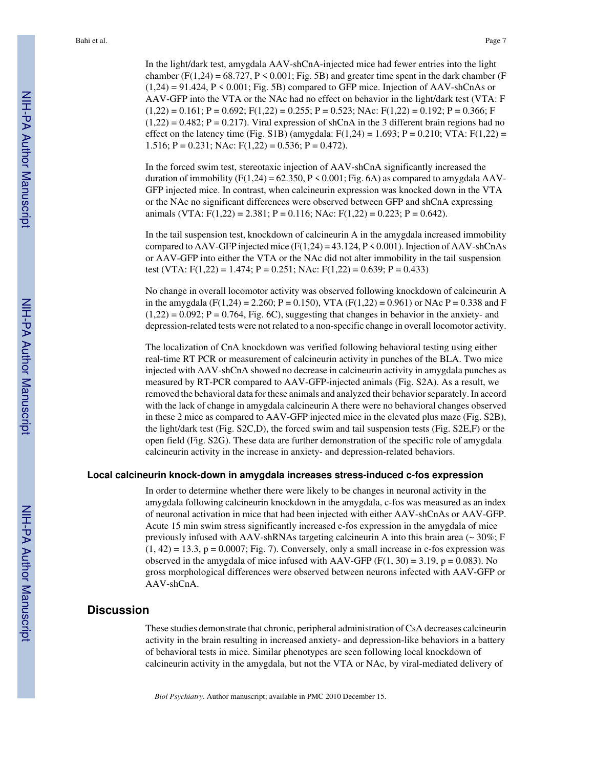In the light/dark test, amygdala AAV-shCnA-injected mice had fewer entries into the light chamber ($F(1,24) = 68.727$, $P < 0.001$; Fig. 5B) and greater time spent in the dark chamber ($F(1,24) = 91.424$, $P < 0.001$; Fig. 5B) compared to GFP mice. Injection of AAV-shCnAs or AAV-GFP into the VTA or the NAc had no effect on behavior in the light/dark test (VTA: $F(1,22) = 0.161$; $P = 0.692$; $F(1,22) = 0.255$; $P = 0.523$; NAc: $F(1,22) = 0.192$; $P = 0.366$; $F(1,22) = 0.482$; $P = 0.217$). Viral expression of shCnA in the 3 different brain regions had no effect on the latency time (Fig. S1B) (amygdala: $F(1,24) = 1.693$; $P = 0.210$; VTA: $F(1,22) = 1.516$; $P = 0.231$; NAc: $F(1,22) = 0.536$; $P = 0.472$).

In the forced swim test, stereotaxic injection of AAV-shCnA significantly increased the duration of immobility ($F(1,24) = 62.350$, $P < 0.001$; Fig. 6A) as compared to amygdala AAV-GFP injected mice. In contrast, when calcineurin expression was knocked down in the VTA or the NAc no significant differences were observed between GFP and shCnA expressing animals (VTA: $F(1,22) = 2.381$; $P = 0.116$; NAc: $F(1,22) = 0.223$; $P = 0.642$).

In the tail suspension test, knockdown of calcineurin A in the amygdala increased immobility compared to AAV-GFP injected mice ($F(1,24) = 43.124$, $P < 0.001$). Injection of AAV-shCnAs or AAV-GFP into either the VTA or the NAc did not alter immobility in the tail suspension test (VTA: $F(1,22) = 1.474$; $P = 0.251$; NAc: $F(1,22) = 0.639$; $P = 0.433$)

No change in overall locomotor activity was observed following knockdown of calcineurin A in the amygdala ($F(1,24) = 2.260$; $P = 0.150$), VTA ($F(1,22) = 0.961$) or NAc $P = 0.338$ and $F(1,22) = 0.092$; $P = 0.764$, Fig. 6C), suggesting that changes in behavior in the anxiety- and depression-related tests were not related to a non-specific change in overall locomotor activity.

The localization of CnA knockdown was verified following behavioral testing using either real-time RT PCR or measurement of calcineurin activity in punches of the BLA. Two mice injected with AAV-shCnA showed no decrease in calcineurin activity in amygdala punches as measured by RT-PCR compared to AAV-GFP-injected animals (Fig. S2A). As a result, we removed the behavioral data for these animals and analyzed their behavior separately. In accord with the lack of change in amygdala calcineurin A there were no behavioral changes observed in these 2 mice as compared to AAV-GFP injected mice in the elevated plus maze (Fig. S2B), the light/dark test (Fig. S2C,D), the forced swim and tail suspension tests (Fig. S2E,F) or the open field (Fig. S2G). These data are further demonstration of the specific role of amygdala calcineurin activity in the increase in anxiety- and depression-related behaviors.

### Local calcineurin knock-down in amygdala increases stress-induced c-fos expression

In order to determine whether there were likely to be changes in neuronal activity in the amygdala following calcineurin knockdown in the amygdala, c-fos was measured as an index of neuronal activation in mice that had been injected with either AAV-shCnAs or AAV-GFP. Acute 15 min swim stress significantly increased c-fos expression in the amygdala of mice previously infused with AAV-shRNAs targeting calcineurin A into this brain area (~ 30%; $F(1, 42) = 13.3$, $p = 0.0007$; Fig. 7). Conversely, only a small increase in c-fos expression was observed in the amygdala of mice infused with AAV-GFP ($F(1, 30) = 3.19$, $p = 0.083$). No gross morphological differences were observed between neurons infected with AAV-GFP or AAV-shCnA.

## Discussion

These studies demonstrate that chronic, peripheral administration of CsA decreases calcineurin activity in the brain resulting in increased anxiety- and depression-like behaviors in a battery of behavioral tests in mice. Similar phenotypes are seen following local knockdown of calcineurin activity in the amygdala, but not the VTA or NAc, by viral-mediated delivery of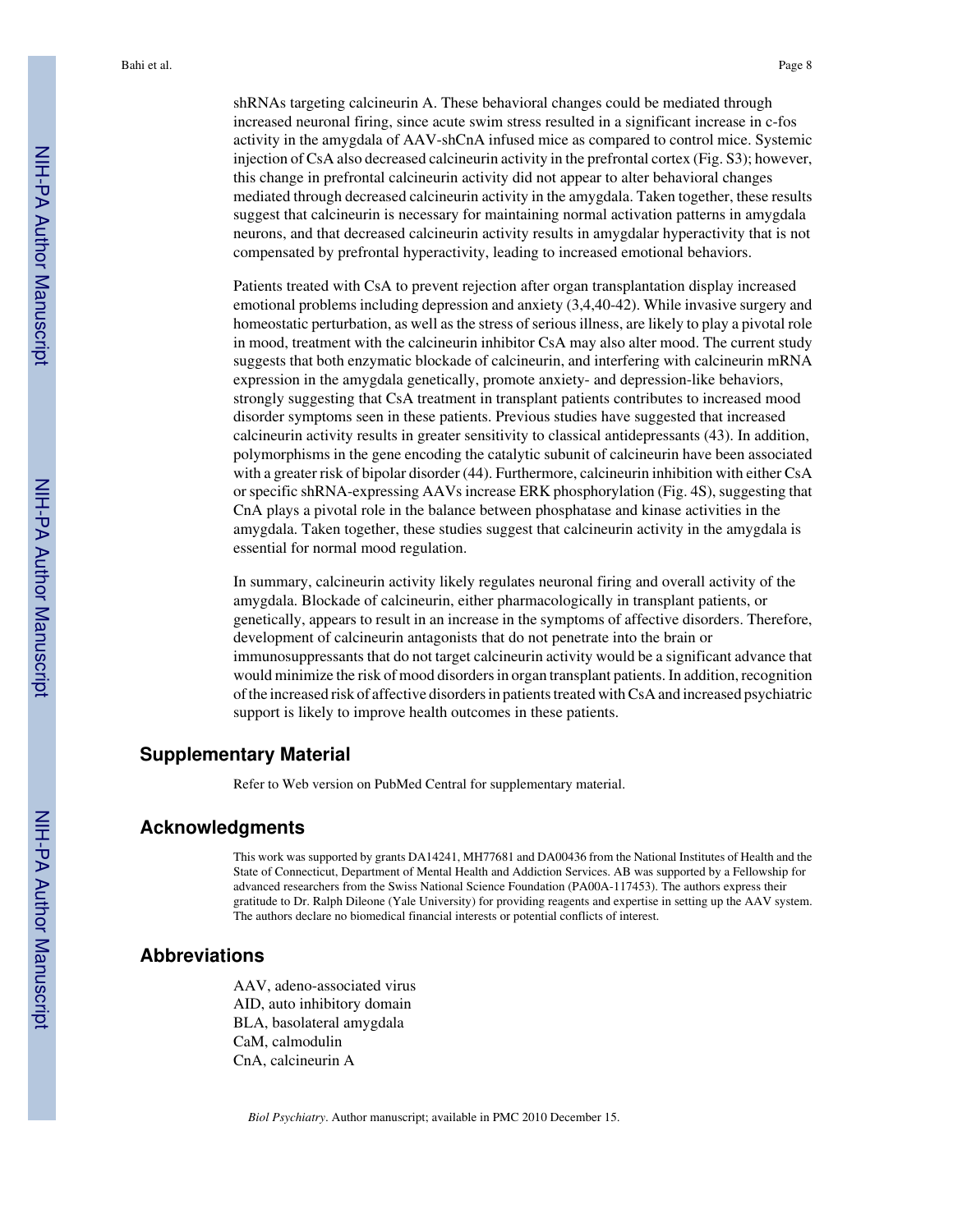shRNAs targeting calcineurin A. These behavioral changes could be mediated through increased neuronal firing, since acute swim stress resulted in a significant increase in c-fos activity in the amygdala of AAV-shCnA infused mice as compared to control mice. Systemic injection of CsA also decreased calcineurin activity in the prefrontal cortex (Fig. S3); however, this change in prefrontal calcineurin activity did not appear to alter behavioral changes mediated through decreased calcineurin activity in the amygdala. Taken together, these results suggest that calcineurin is necessary for maintaining normal activation patterns in amygdala neurons, and that decreased calcineurin activity results in amygdalar hyperactivity that is not compensated by prefrontal hyperactivity, leading to increased emotional behaviors.

Patients treated with CsA to prevent rejection after organ transplantation display increased emotional problems including depression and anxiety (3,4,40-42). While invasive surgery and homeostatic perturbation, as well as the stress of serious illness, are likely to play a pivotal role in mood, treatment with the calcineurin inhibitor CsA may also alter mood. The current study suggests that both enzymatic blockade of calcineurin, and interfering with calcineurin mRNA expression in the amygdala genetically, promote anxiety- and depression-like behaviors, strongly suggesting that CsA treatment in transplant patients contributes to increased mood disorder symptoms seen in these patients. Previous studies have suggested that increased calcineurin activity results in greater sensitivity to classical antidepressants (43). In addition, polymorphisms in the gene encoding the catalytic subunit of calcineurin have been associated with a greater risk of bipolar disorder (44). Furthermore, calcineurin inhibition with either CsA or specific shRNA-expressing AAVs increase ERK phosphorylation (Fig. 4S), suggesting that CnA plays a pivotal role in the balance between phosphatase and kinase activities in the amygdala. Taken together, these studies suggest that calcineurin activity in the amygdala is essential for normal mood regulation.

In summary, calcineurin activity likely regulates neuronal firing and overall activity of the amygdala. Blockade of calcineurin, either pharmacologically in transplant patients, or genetically, appears to result in an increase in the symptoms of affective disorders. Therefore, development of calcineurin antagonists that do not penetrate into the brain or immunosuppressants that do not target calcineurin activity would be a significant advance that would minimize the risk of mood disorders in organ transplant patients. In addition, recognition of the increased risk of affective disorders in patients treated with CsA and increased psychiatric support is likely to improve health outcomes in these patients.

## Supplementary Material

Refer to Web version on PubMed Central for supplementary material.

## Acknowledgments

This work was supported by grants DA14241, MH77681 and DA00436 from the National Institutes of Health and the State of Connecticut, Department of Mental Health and Addiction Services. AB was supported by a Fellowship for advanced researchers from the Swiss National Science Foundation (PA00A-117453). The authors express their gratitude to Dr. Ralph Dileone (Yale University) for providing reagents and expertise in setting up the AAV system. The authors declare no biomedical financial interests or potential conflicts of interest.

## Abbreviations

AAV, adeno-associated virus
AID, auto inhibitory domain
BLA, basolateral amygdala
CaM, calmodulin
CnA, calcineurin A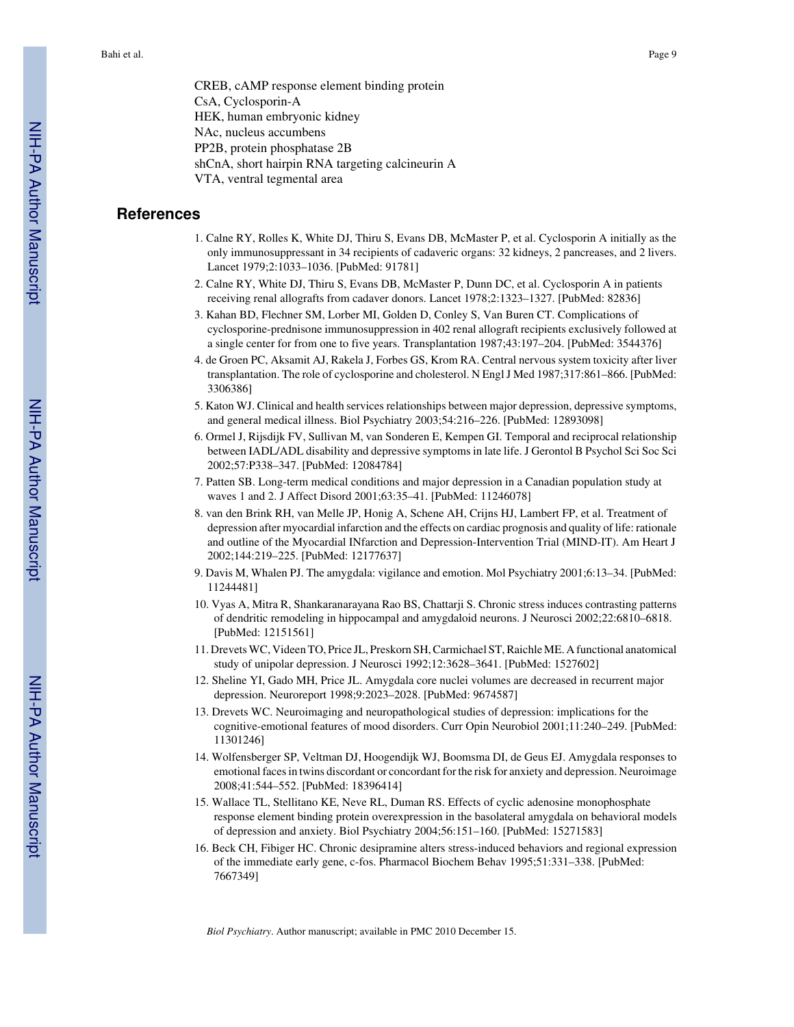CREB, cAMP response element binding protein
CsA, Cyclosporin-A
HEK, human embryonic kidney
NAc, nucleus accumbens
PP2B, protein phosphatase 2B
shCnA, short hairpin RNA targeting calcineurin A
VTA, ventral tegmental area

## References

1. Calne RY, Rolles K, White DJ, Thiru S, Evans DB, McMaster P, et al. Cyclosporin A initially as the only immunosuppressant in 34 recipients of cadaveric organs: 32 kidneys, 2 pancreases, and 2 livers. Lancet 1979;2:1033–1036. [PubMed: 91781]
2. Calne RY, White DJ, Thiru S, Evans DB, McMaster P, Dunn DC, et al. Cyclosporin A in patients receiving renal allografts from cadaver donors. Lancet 1978;2:1323–1327. [PubMed: 82836]
3. Kahan BD, Flechner SM, Lorber MI, Golden D, Conley S, Van Buren CT. Complications of cyclosporine-prednisone immunosuppression in 402 renal allograft recipients exclusively followed at a single center for from one to five years. Transplantation 1987;43:197–204. [PubMed: 3544376]
4. de Groen PC, Aksamit AJ, Rakela J, Forbes GS, Krom RA. Central nervous system toxicity after liver transplantation. The role of cyclosporine and cholesterol. N Engl J Med 1987;317:861–866. [PubMed: 3306386]
5. Katon WJ. Clinical and health services relationships between major depression, depressive symptoms, and general medical illness. Biol Psychiatry 2003;54:216–226. [PubMed: 12893098]
6. Ormel J, Rijsdijk FV, Sullivan M, van Sonderen E, Kempen GI. Temporal and reciprocal relationship between IADL/ADL disability and depressive symptoms in late life. J Gerontol B Psychol Sci Soc Sci 2002;57:P338–347. [PubMed: 12084784]
7. Patten SB. Long-term medical conditions and major depression in a Canadian population study at waves 1 and 2. J Affect Disord 2001;63:35–41. [PubMed: 11246078]
8. van den Brink RH, van Melle JP, Honig A, Schene AH, Crijns HJ, Lambert FP, et al. Treatment of depression after myocardial infarction and the effects on cardiac prognosis and quality of life: rationale and outline of the Myocardial INfarction and Depression-Intervention Trial (MIND-IT). Am Heart J 2002;144:219–225. [PubMed: 12177637]
9. Davis M, Whalen PJ. The amygdala: vigilance and emotion. Mol Psychiatry 2001;6:13–34. [PubMed: 11244481]
10. Vyas A, Mitra R, Shankaranarayana Rao BS, Chattarji S. Chronic stress induces contrasting patterns of dendritic remodeling in hippocampal and amygdaloid neurons. J Neurosci 2002;22:6810–6818. [PubMed: 12151561]
11. Drevets WC, Videen TO, Price JL, Preskorn SH, Carmichael ST, Raichle ME. A functional anatomical study of unipolar depression. J Neurosci 1992;12:3628–3641. [PubMed: 1527602]
12. Sheline YI, Gado MH, Price JL. Amygdala core nuclei volumes are decreased in recurrent major depression. Neuroreport 1998;9:2023–2028. [PubMed: 9674587]
13. Drevets WC. Neuroimaging and neuropathological studies of depression: implications for the cognitive-emotional features of mood disorders. Curr Opin Neurobiol 2001;11:240–249. [PubMed: 11301246]
14. Wolfensberger SP, Veltman DJ, Hoogendijk WJ, Boomsma DI, de Geus EJ. Amygdala responses to emotional faces in twins discordant or concordant for the risk for anxiety and depression. Neuroimage 2008;41:544–552. [PubMed: 18396414]
15. Wallace TL, Stellitano KE, Neve RL, Duman RS. Effects of cyclic adenosine monophosphate response element binding protein overexpression in the basolateral amygdala on behavioral models of depression and anxiety. Biol Psychiatry 2004;56:151–160. [PubMed: 15271583]
16. Beck CH, Fibiger HC. Chronic desipramine alters stress-induced behaviors and regional expression of the immediate early gene, c-fos. Pharmacol Biochem Behav 1995;51:331–338. [PubMed: 7667349]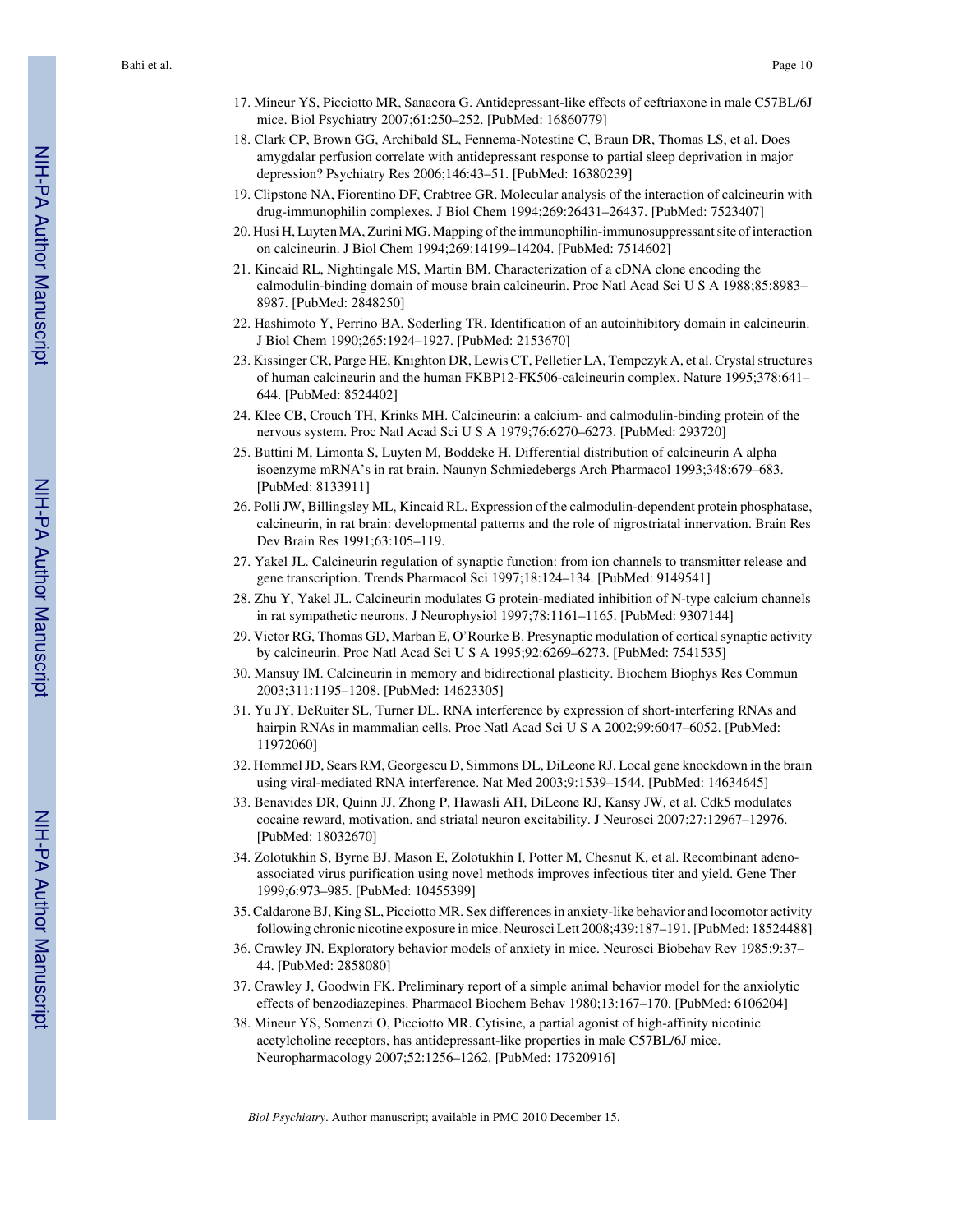17. Mineur YS, Picciotto MR, Sanacora G. Antidepressant-like effects of ceftriaxone in male C57BL/6J mice. Biol Psychiatry 2007;61:250–252. [PubMed: 16860779]
18. Clark CP, Brown GG, Archibald SL, Fennema-Notestine C, Braun DR, Thomas LS, et al. Does amygdalar perfusion correlate with antidepressant response to partial sleep deprivation in major depression? Psychiatry Res 2006;146:43–51. [PubMed: 16380239]
19. Clipstone NA, Fiorentino DF, Crabtree GR. Molecular analysis of the interaction of calcineurin with drug-immunophilin complexes. J Biol Chem 1994;269:26431–26437. [PubMed: 7523407]
20. Husi H, Luyten MA, Zurini MG. Mapping of the immunophilin-immunosuppressant site of interaction on calcineurin. J Biol Chem 1994;269:14199–14204. [PubMed: 7514602]
21. Kincaid RL, Nightingale MS, Martin BM. Characterization of a cDNA clone encoding the calmodulin-binding domain of mouse brain calcineurin. Proc Natl Acad Sci U S A 1988;85:8983–8987. [PubMed: 2848250]
22. Hashimoto Y, Perrino BA, Soderling TR. Identification of an autoinhibitory domain in calcineurin. J Biol Chem 1990;265:1924–1927. [PubMed: 2153670]
23. Kissinger CR, Parge HE, Knighton DR, Lewis CT, Pelletier LA, Tempczyk A, et al. Crystal structures of human calcineurin and the human FKBP12-FK506-calcineurin complex. Nature 1995;378:641–644. [PubMed: 8524402]
24. Klee CB, Crouch TH, Krinks MH. Calcineurin: a calcium- and calmodulin-binding protein of the nervous system. Proc Natl Acad Sci U S A 1979;76:6270–6273. [PubMed: 293720]
25. Buttini M, Limonta S, Luyten M, Boddeke H. Differential distribution of calcineurin A alpha isoenzyme mRNA's in rat brain. Naunyn Schmiedebergs Arch Pharmacol 1993;348:679–683. [PubMed: 8133911]
26. Polli JW, Billingsley ML, Kincaid RL. Expression of the calmodulin-dependent protein phosphatase, calcineurin, in rat brain: developmental patterns and the role of nigrostriatal innervation. Brain Res Dev Brain Res 1991;63:105–119.
27. Yakel JL. Calcineurin regulation of synaptic function: from ion channels to transmitter release and gene transcription. Trends Pharmacol Sci 1997;18:124–134. [PubMed: 9149541]
28. Zhu Y, Yakel JL. Calcineurin modulates G protein-mediated inhibition of N-type calcium channels in rat sympathetic neurons. J Neurophysiol 1997;78:1161–1165. [PubMed: 9307144]
29. Victor RG, Thomas GD, Marban E, O'Rourke B. Presynaptic modulation of cortical synaptic activity by calcineurin. Proc Natl Acad Sci U S A 1995;92:6269–6273. [PubMed: 7541535]
30. Mansuy IM. Calcineurin in memory and bidirectional plasticity. Biochem Biophys Res Commun 2003;311:1195–1208. [PubMed: 14623305]
31. Yu JY, DeRuiter SL, Turner DL. RNA interference by expression of short-interfering RNAs and hairpin RNAs in mammalian cells. Proc Natl Acad Sci U S A 2002;99:6047–6052. [PubMed: 11972060]
32. Hommel JD, Sears RM, Georgescu D, Simmons DL, DiLeone RJ. Local gene knockdown in the brain using viral-mediated RNA interference. Nat Med 2003;9:1539–1544. [PubMed: 14634645]
33. Benavides DR, Quinn JJ, Zhong P, Hawasli AH, DiLeone RJ, Kansy JW, et al. Cdk5 modulates cocaine reward, motivation, and striatal neuron excitability. J Neurosci 2007;27:12967–12976. [PubMed: 18032670]
34. Zolotukhin S, Byrne BJ, Mason E, Zolotukhin I, Potter M, Chesnut K, et al. Recombinant adeno-associated virus purification using novel methods improves infectious titer and yield. Gene Ther 1999;6:973–985. [PubMed: 10455399]
35. Caldarone BJ, King SL, Picciotto MR. Sex differences in anxiety-like behavior and locomotor activity following chronic nicotine exposure in mice. Neurosci Lett 2008;439:187–191. [PubMed: 18524488]
36. Crawley JN. Exploratory behavior models of anxiety in mice. Neurosci Biobehav Rev 1985;9:37–44. [PubMed: 2858080]
37. Crawley J, Goodwin FK. Preliminary report of a simple animal behavior model for the anxiolytic effects of benzodiazepines. Pharmacol Biochem Behav 1980;13:167–170. [PubMed: 6106204]
38. Mineur YS, Somenzi O, Picciotto MR. Cytisine, a partial agonist of high-affinity nicotinic acetylcholine receptors, has antidepressant-like properties in male C57BL/6J mice. Neuropharmacology 2007;52:1256–1262. [PubMed: 17320916]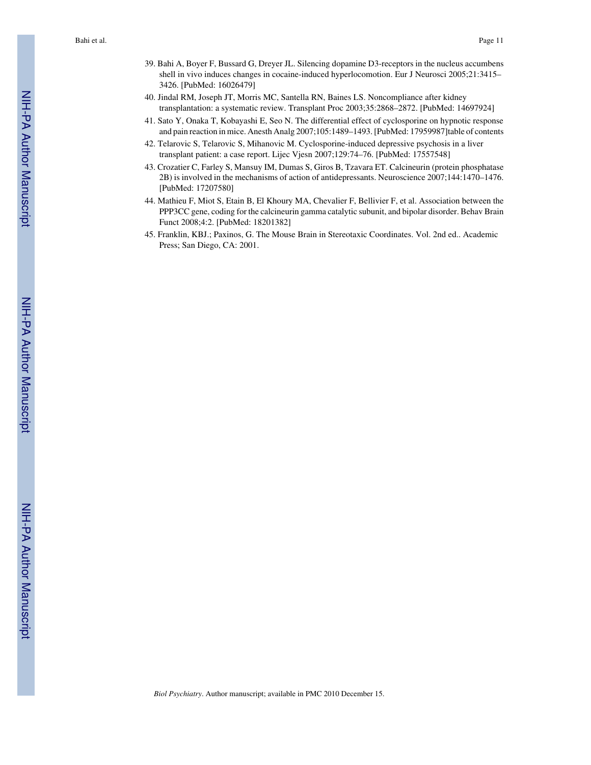39. Bahi A, Boyer F, Bussard G, Dreyer JL. Silencing dopamine D3-receptors in the nucleus accumbens shell in vivo induces changes in cocaine-induced hyperlocomotion. Eur J Neurosci 2005;21:3415–3426. [PubMed: 16026479]
40. Jindal RM, Joseph JT, Morris MC, Santella RN, Baines LS. Noncompliance after kidney transplantation: a systematic review. Transplant Proc 2003;35:2868–2872. [PubMed: 14697924]
41. Sato Y, Onaka T, Kobayashi E, Seo N. The differential effect of cyclosporine on hypnotic response and pain reaction in mice. Anesth Analg 2007;105:1489–1493. [PubMed: 17959987]table of contents
42. Telarovic S, Telarovic S, Mihanovic M. Cyclosporine-induced depressive psychosis in a liver transplant patient: a case report. Lijec Vjesn 2007;129:74–76. [PubMed: 17557548]
43. Crozatier C, Farley S, Mansuy IM, Dumas S, Giros B, Tzavara ET. Calcineurin (protein phosphatase 2B) is involved in the mechanisms of action of antidepressants. Neuroscience 2007;144:1470–1476. [PubMed: 17207580]
44. Mathieu F, Miot S, Etain B, El Khoury MA, Chevalier F, Bellivier F, et al. Association between the PPP3CC gene, coding for the calcineurin gamma catalytic subunit, and bipolar disorder. Behav Brain Funct 2008;4:2. [PubMed: 18201382]
45. Franklin, KBJ.; Paxinos, G. The Mouse Brain in Stereotaxic Coordinates. Vol. 2nd ed.. Academic Press; San Diego, CA: 2001.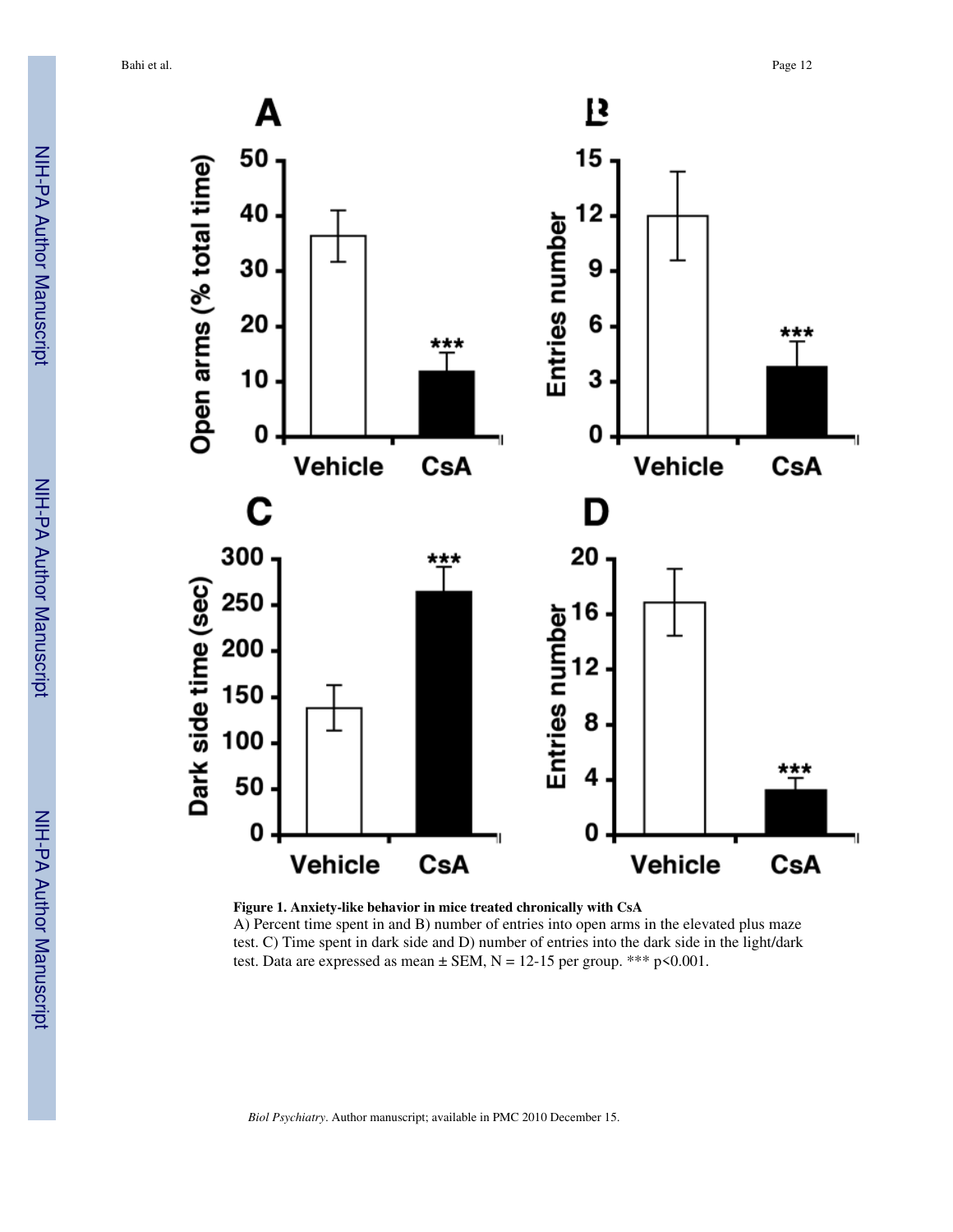**Figure 1. Anxiety-like behavior in mice treated chronically with CsA**

A) Percent time spent in and B) number of entries into open arms in the elevated plus maze test. C) Time spent in dark side and D) number of entries into the dark side in the light/dark test. Data are expressed as mean ± SEM, N = 12-15 per group. *** $p<0.001$.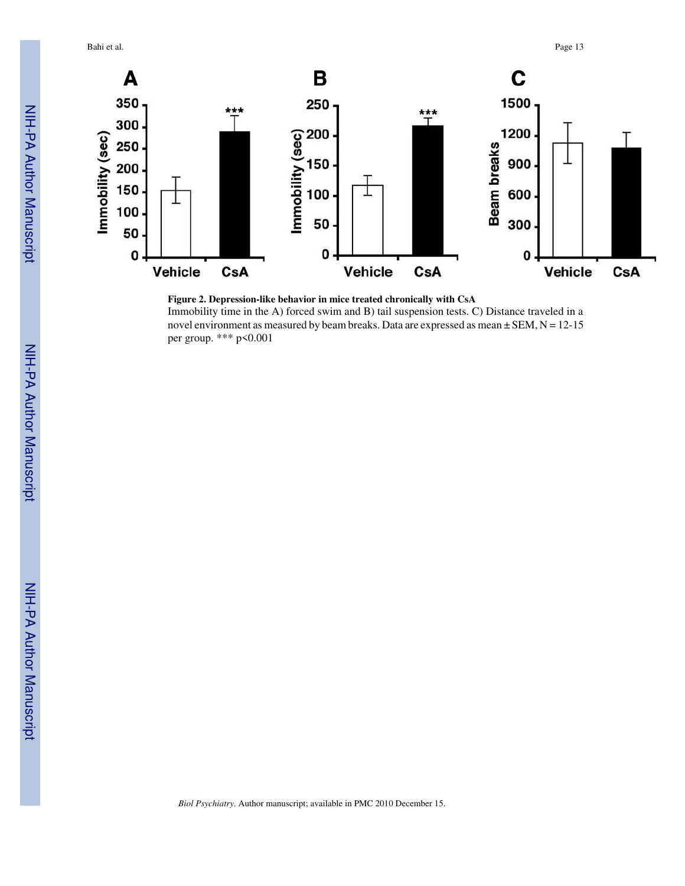**Figure 2. Depression-like behavior in mice treated chronically with CsA**

Immobility time in the A) forced swim and B) tail suspension tests. C) Distance traveled in a novel environment as measured by beam breaks. Data are expressed as mean ± SEM, N = 12-15 per group. *** $p<0.001$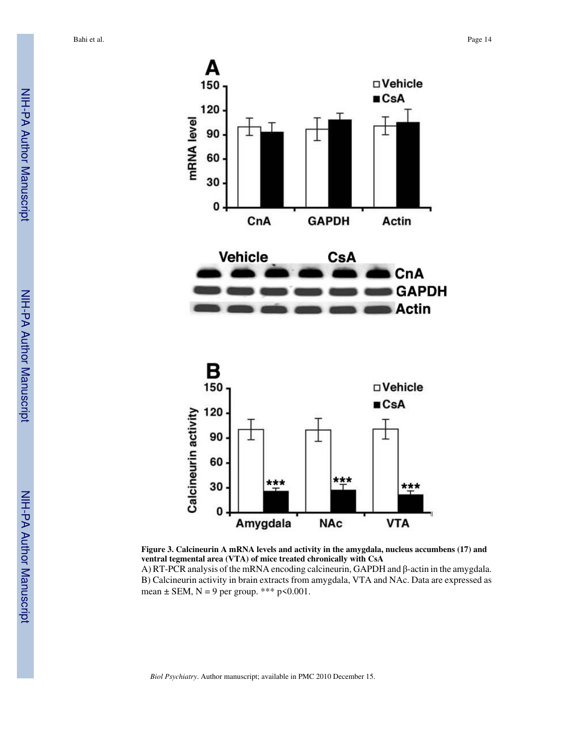**Figure 3. Calcineurin A mRNA levels and activity in the amygdala, nucleus accumbens (17) and ventral tegmental area (VTA) of mice treated chronically with CsA**

A) RT-PCR analysis of the mRNA encoding calcineurin, GAPDH and β-actin in the amygdala. B) Calcineurin activity in brain extracts from amygdala, VTA and NAc. Data are expressed as mean ± SEM, N = 9 per group. *** p<0.001.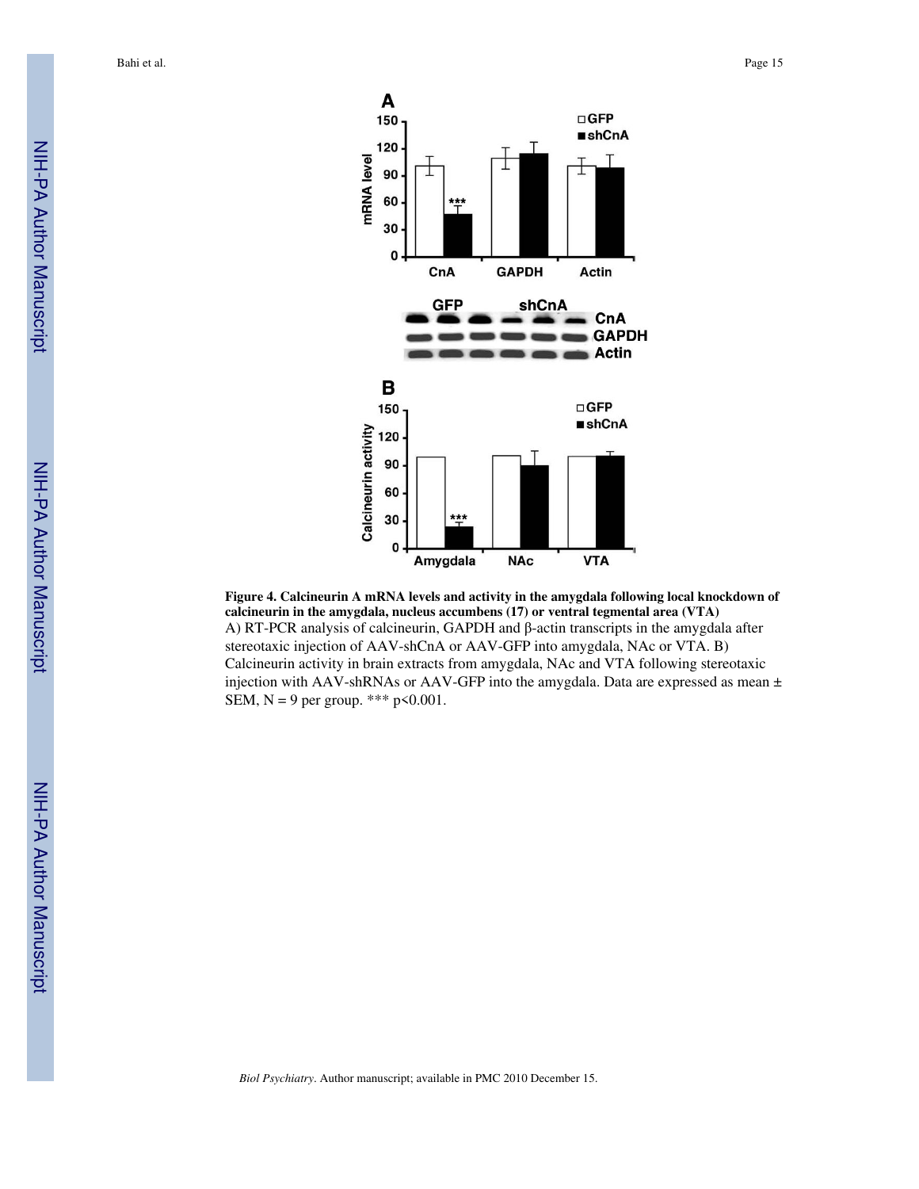**Figure 4. Calcineurin A mRNA levels and activity in the amygdala following local knockdown of calcineurin in the amygdala, nucleus accumbens (17) or ventral tegmental area (VTA)**

A) RT-PCR analysis of calcineurin, GAPDH and β-actin transcripts in the amygdala after stereotaxic injection of AAV-shCnA or AAV-GFP into amygdala, NAc or VTA. B) Calcineurin activity in brain extracts from amygdala, NAc and VTA following stereotaxic injection with AAV-shRNAs or AAV-GFP into the amygdala. Data are expressed as mean ± SEM, N = 9 per group. *** $p<0.001$.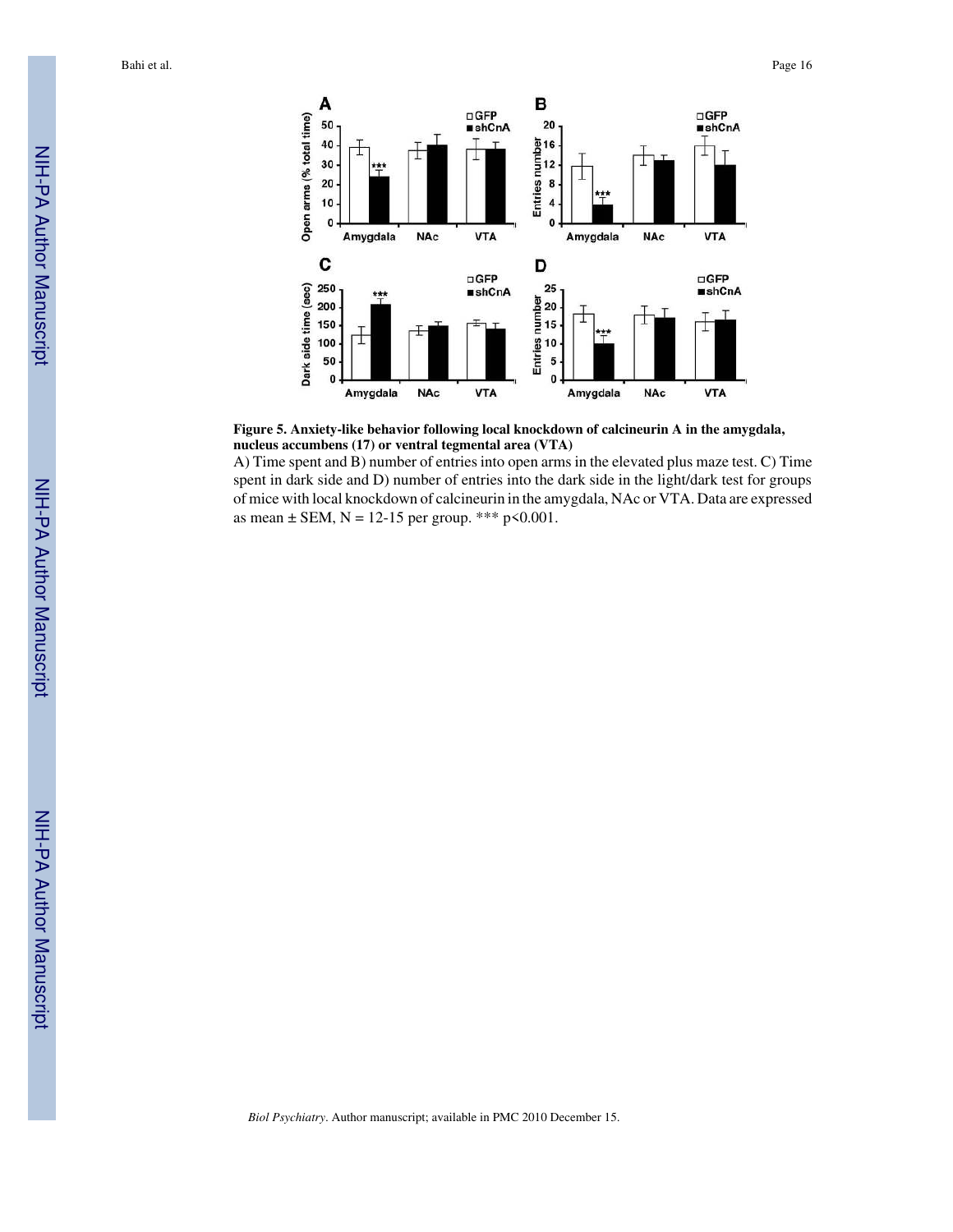**Figure 5. Anxiety-like behavior following local knockdown of calcineurin A in the amygdala, nucleus accumbens (17) or ventral tegmental area (VTA)**

A) Time spent and B) number of entries into open arms in the elevated plus maze test. C) Time spent in dark side and D) number of entries into the dark side in the light/dark test for groups of mice with local knockdown of calcineurin in the amygdala, NAc or VTA. Data are expressed as mean ± SEM, N = 12-15 per group. *** p<0.001.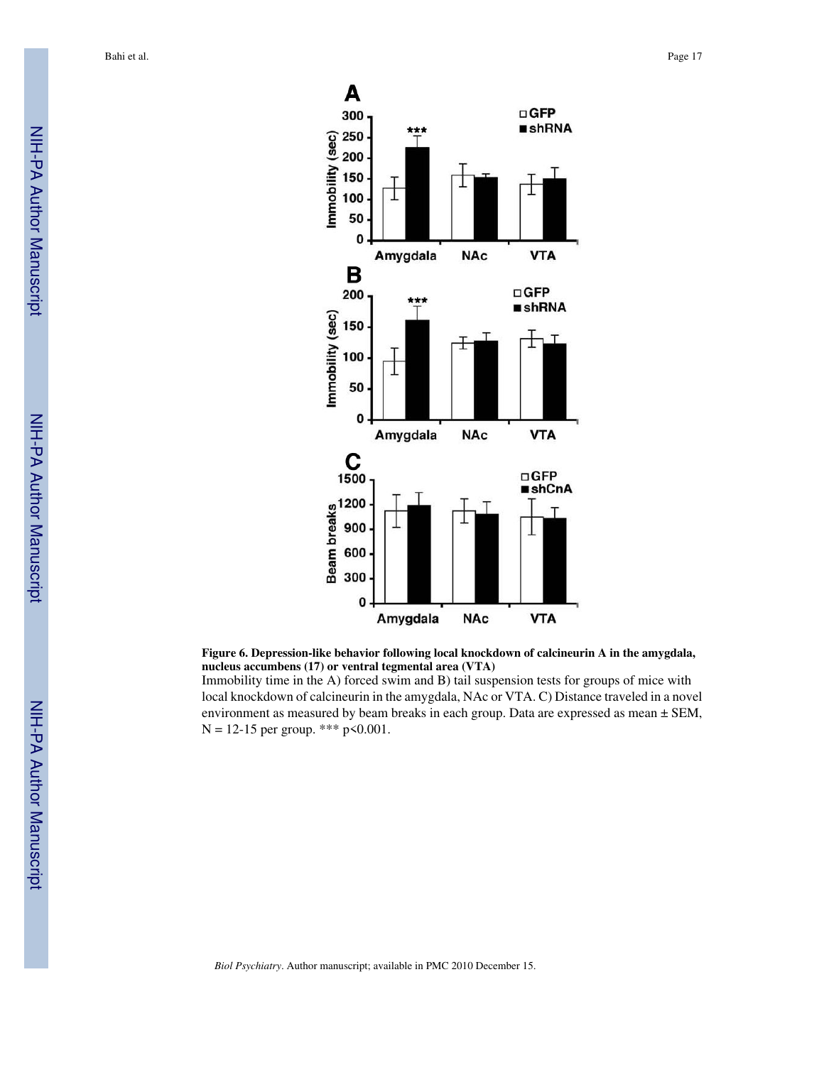**Figure 6. Depression-like behavior following local knockdown of calcineurin A in the amygdala, nucleus accumbens (17) or ventral tegmental area (VTA)**

Immobility time in the A) forced swim and B) tail suspension tests for groups of mice with local knockdown of calcineurin in the amygdala, NAc or VTA. C) Distance traveled in a novel environment as measured by beam breaks in each group. Data are expressed as mean ± SEM, N = 12-15 per group. *** $p<0.001$.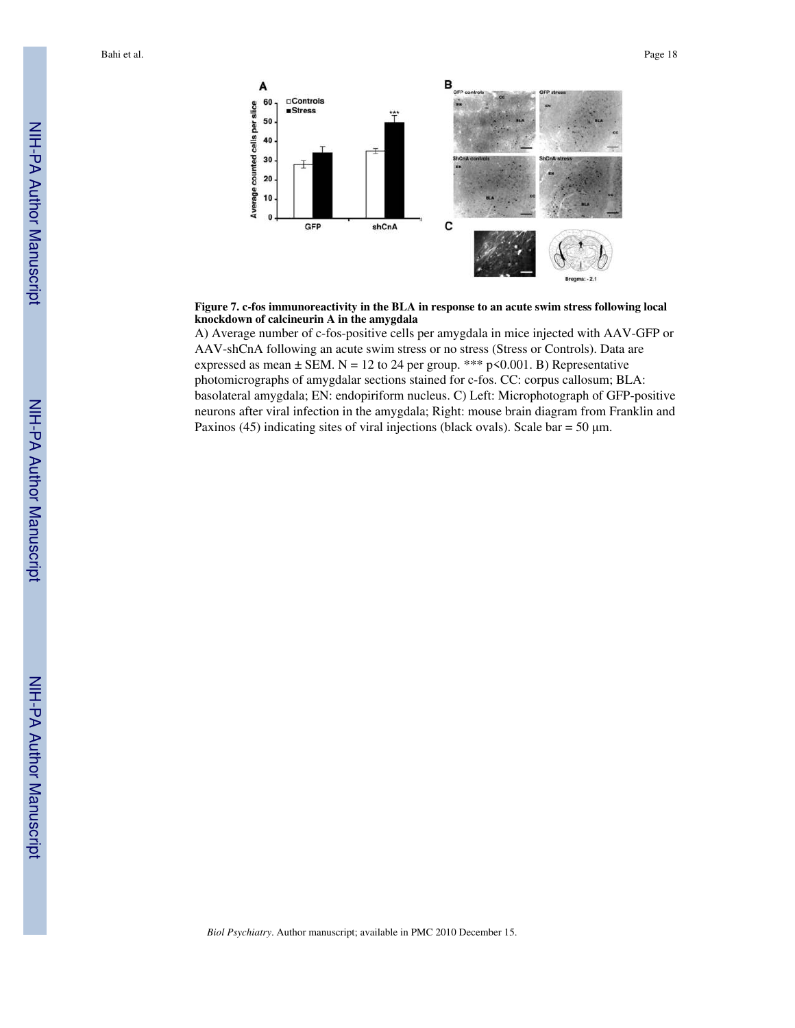**Figure 7. c-fos immunoreactivity in the BLA in response to an acute swim stress following local knockdown of calcineurin A in the amygdala**

A) Average number of c-fos-positive cells per amygdala in mice injected with AAV-GFP or AAV-shCnA following an acute swim stress or no stress (Stress or Controls). Data are expressed as mean ± SEM. N = 12 to 24 per group. *** $p<0.001$. B) Representative photomicrographs of amygdalar sections stained for c-fos. CC: corpus callosum; BLA: basolateral amygdala; EN: endopiriform nucleus. C) Left: Microphotograph of GFP-positive neurons after viral infection in the amygdala; Right: mouse brain diagram from Franklin and Paxinos (45) indicating sites of viral injections (black ovals). Scale bar = 50 μm.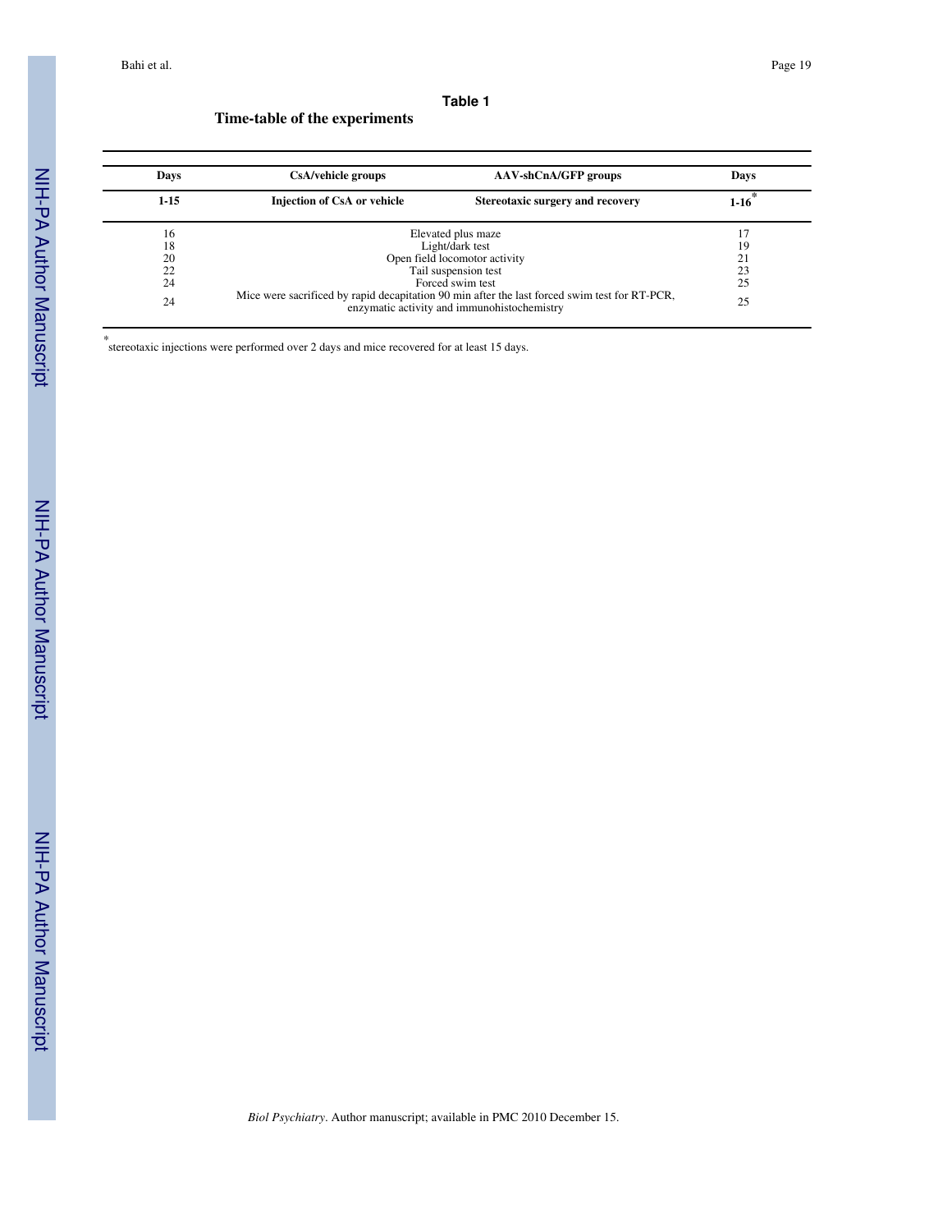**Table 1**

**Time-table of the experiments**

| Days | CsA/vehicle groups | AAV-shCnA/GFP groups | Days |
|---|---|---|---|
| **1-15** | **Injection of CsA or vehicle** | **Stereotaxic surgery and recovery** | **1-16***|
| 16 | Elevated plus maze | | 17 |
| 18 | Light/dark test | | 19 |
| 20 | Open field locomotor activity | | 21 |
| 22 | Tail suspension test | | 23 |
| 24 | Forced swim test | | 25 |
| 24 | Mice were sacrificed by rapid decapitation 90 min after the last forced swim test for RT-PCR, enzymatic activity and immunohistochemistry | | 25 |

*stereotaxic injections were performed over 2 days and mice recovered for at least 15 days.